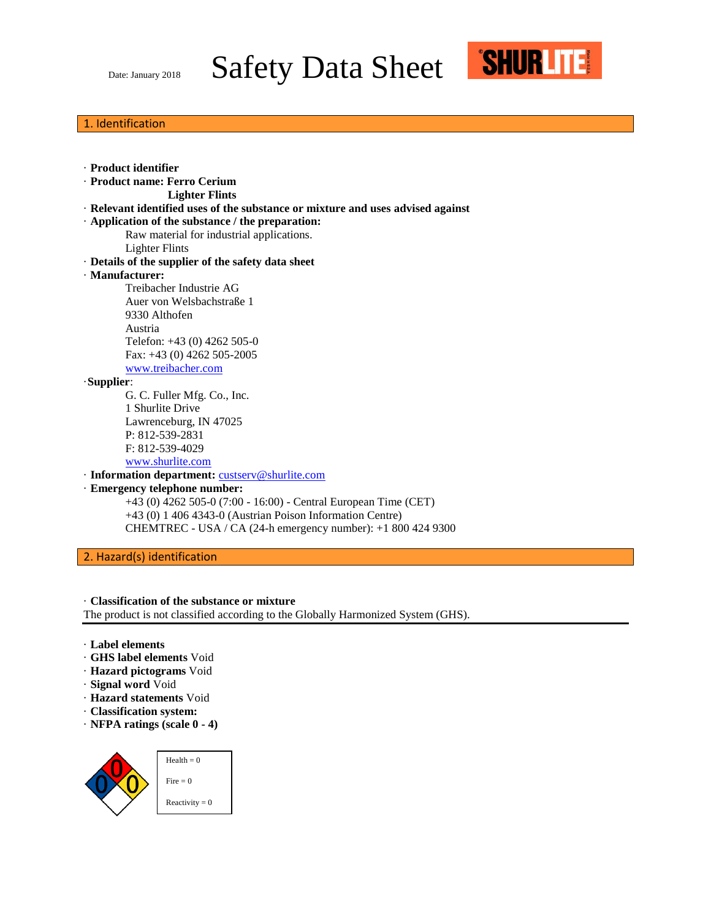Date: January 2018

# Safety Data Sheet

SHURLITE

## 1. Identification

· **Product identifier**
· **Product name: Ferro Cerium**
**Lighter Flints**
· **Relevant identified uses of the substance or mixture and uses advised against**
· **Application of the substance / the preparation:**
Raw material for industrial applications.
Lighter Flints
· **Details of the supplier of the safety data sheet**
· **Manufacturer:**
Treibacher Industrie AG
Auer von Welsbachstraße 1
9330 Althofen
Austria
Telefon: +43 (0) 4262 505-0
Fax: +43 (0) 4262 505-2005
www.treibacher.com
· **Supplier**:
G. C. Fuller Mfg. Co., Inc.
1 Shurlite Drive
Lawrenceburg, IN 47025
P: 812-539-2831
F: 812-539-4029
www.shurlite.com
· **Information department:** custserv@shurlite.com
· **Emergency telephone number:**
+43 (0) 4262 505-0 (7:00 - 16:00) - Central European Time (CET)
+43 (0) 1 406 4343-0 (Austrian Poison Information Centre)
CHEMTREC - USA / CA (24-h emergency number): +1 800 424 9300

## 2. Hazard(s) identification

· **Classification of the substance or mixture**
The product is not classified according to the Globally Harmonized System (GHS).

· **Label elements**
· **GHS label elements** Void
· **Hazard pictograms** Void
· **Signal word** Void
· **Hazard statements** Void
· **Classification system:**
· **NFPA ratings (scale 0 - 4)**

Health = 0
Fire = 0
Reactivity = 0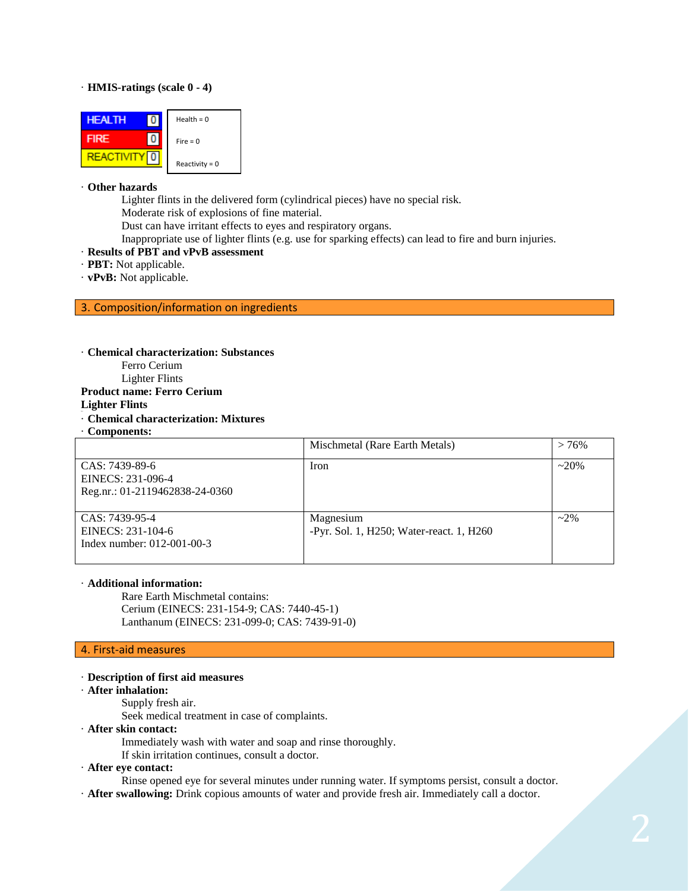· **HMIS-ratings (scale 0 - 4)**

| HEALTH | 0 | Health = 0 |
|---|---|---|
| FIRE | 0 | Fire = 0 |
| REACTIVITY | 0 | Reactivity = 0 |

· **Other hazards**

Lighter flints in the delivered form (cylindrical pieces) have no special risk.
Moderate risk of explosions of fine material.
Dust can have irritant effects to eyes and respiratory organs.
Inappropriate use of lighter flints (e.g. use for sparking effects) can lead to fire and burn injuries.

· **Results of PBT and vPvB assessment**

· **PBT:** Not applicable.

· **vPvB:** Not applicable.

## 3. Composition/information on ingredients

· **Chemical characterization: Substances**

Ferro Cerium
Lighter Flints

**Product name: Ferro Cerium**

**Lighter Flints**

· **Chemical characterization: Mixtures**

· **Components:**

| | Mischmetal (Rare Earth Metals) | > 76% |
|---|---|---|
| CAS: 7439-89-6<br>EINECS: 231-096-4<br>Reg.nr.: 01-2119462838-24-0360 | Iron | ~20% |
| CAS: 7439-95-4<br>EINECS: 231-104-6<br>Index number: 012-001-00-3 | Magnesium<br>-Pyr. Sol. 1, H250; Water-react. 1, H260 | ~2% |

· **Additional information:**

Rare Earth Mischmetal contains:
Cerium (EINECS: 231-154-9; CAS: 7440-45-1)
Lanthanum (EINECS: 231-099-0; CAS: 7439-91-0)

## 4. First-aid measures

· **Description of first aid measures**

· **After inhalation:**

Supply fresh air.
Seek medical treatment in case of complaints.

· **After skin contact:**

Immediately wash with water and soap and rinse thoroughly.
If skin irritation continues, consult a doctor.

· **After eye contact:**

Rinse opened eye for several minutes under running water. If symptoms persist, consult a doctor.

· **After swallowing:** Drink copious amounts of water and provide fresh air. Immediately call a doctor.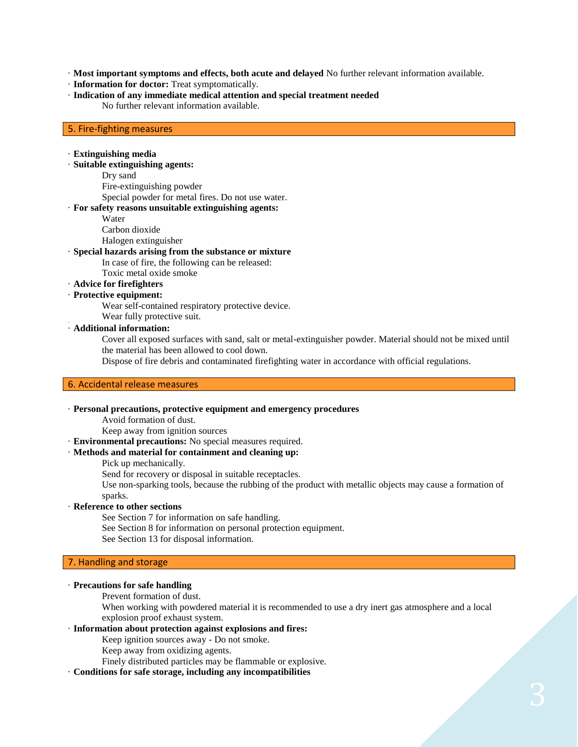· **Most important symptoms and effects, both acute and delayed** No further relevant information available.
· **Information for doctor:** Treat symptomatically.
· **Indication of any immediate medical attention and special treatment needed**
 No further relevant information available.

## 5. Fire-fighting measures

· **Extinguishing media**
· **Suitable extinguishing agents:**
 Dry sand
 Fire-extinguishing powder
 Special powder for metal fires. Do not use water.
· **For safety reasons unsuitable extinguishing agents:**
 Water
 Carbon dioxide
 Halogen extinguisher
· **Special hazards arising from the substance or mixture**
 In case of fire, the following can be released:
 Toxic metal oxide smoke
· **Advice for firefighters**
· **Protective equipment:**
 Wear self-contained respiratory protective device.
 Wear fully protective suit.
· **Additional information:**
 Cover all exposed surfaces with sand, salt or metal-extinguisher powder. Material should not be mixed until the material has been allowed to cool down.
 Dispose of fire debris and contaminated firefighting water in accordance with official regulations.

## 6. Accidental release measures

· **Personal precautions, protective equipment and emergency procedures**
 Avoid formation of dust.
 Keep away from ignition sources
· **Environmental precautions:** No special measures required.
· **Methods and material for containment and cleaning up:**
 Pick up mechanically.
 Send for recovery or disposal in suitable receptacles.
 Use non-sparking tools, because the rubbing of the product with metallic objects may cause a formation of sparks.
· **Reference to other sections**
 See Section 7 for information on safe handling.
 See Section 8 for information on personal protection equipment.
 See Section 13 for disposal information.

## 7. Handling and storage

· **Precautions for safe handling**
 Prevent formation of dust.
 When working with powdered material it is recommended to use a dry inert gas atmosphere and a local explosion proof exhaust system.
· **Information about protection against explosions and fires:**
 Keep ignition sources away - Do not smoke.
 Keep away from oxidizing agents.
 Finely distributed particles may be flammable or explosive.
· **Conditions for safe storage, including any incompatibilities**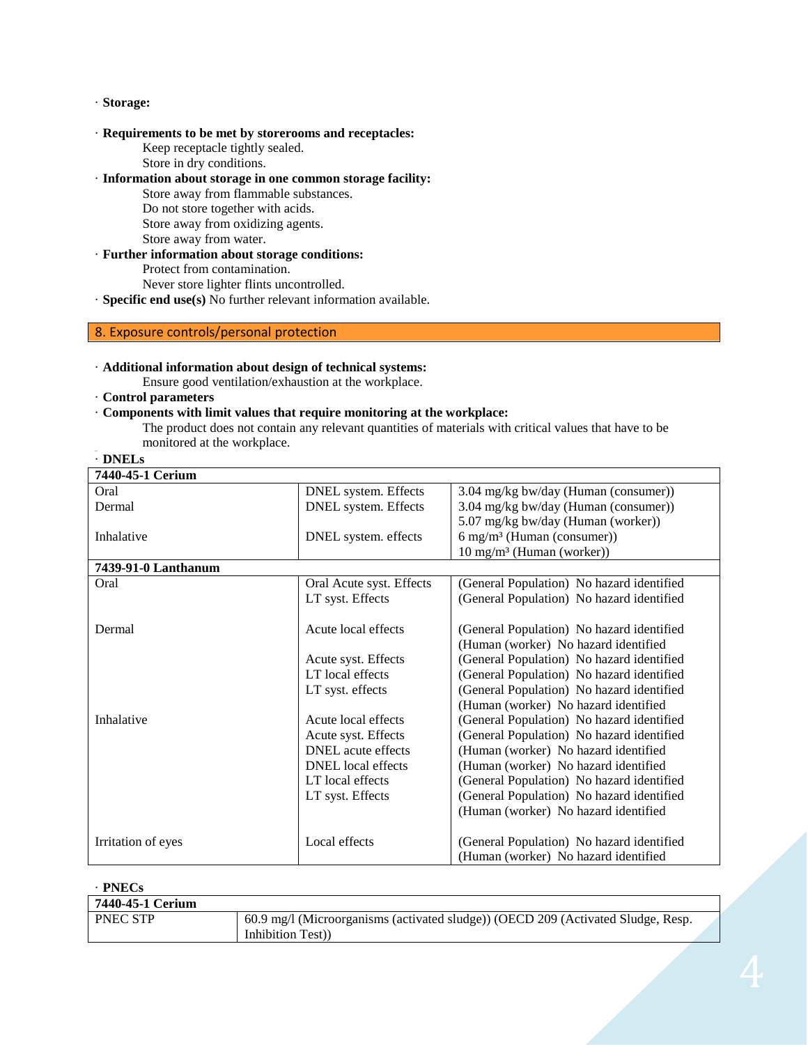· **Storage:**

· **Requirements to be met by storerooms and receptacles:**
Keep receptacle tightly sealed.
Store in dry conditions.

· **Information about storage in one common storage facility:**
Store away from flammable substances.
Do not store together with acids.
Store away from oxidizing agents.
Store away from water.

· **Further information about storage conditions:**
Protect from contamination.
Never store lighter flints uncontrolled.

· **Specific end use(s)** No further relevant information available.

## 8. Exposure controls/personal protection

· **Additional information about design of technical systems:**
Ensure good ventilation/exhaustion at the workplace.

· **Control parameters**

· **Components with limit values that require monitoring at the workplace:**
The product does not contain any relevant quantities of materials with critical values that have to be monitored at the workplace.

· **DNELs**

| **7440-45-1 Cerium** | | |
|---|---|---|
| Oral | DNEL system. Effects | 3.04 mg/kg bw/day (Human (consumer)) |
| Dermal | DNEL system. Effects | 3.04 mg/kg bw/day (Human (consumer)) |
| | | 5.07 mg/kg bw/day (Human (worker)) |
| Inhalative | DNEL system. effects | 6 mg/m³ (Human (consumer)) |
| | | 10 mg/m³ (Human (worker)) |
| **7439-91-0 Lanthanum** | | |
| Oral | Oral Acute syst. Effects | (General Population) No hazard identified |
| | LT syst. Effects | (General Population) No hazard identified |
| Dermal | Acute local effects | (General Population) No hazard identified |
| | | (Human (worker) No hazard identified |
| | Acute syst. Effects | (General Population) No hazard identified |
| | LT local effects | (General Population) No hazard identified |
| | LT syst. effects | (General Population) No hazard identified |
| | | (Human (worker) No hazard identified |
| Inhalative | Acute local effects | (General Population) No hazard identified |
| | Acute syst. Effects | (General Population) No hazard identified |
| | DNEL acute effects | (Human (worker) No hazard identified |
| | DNEL local effects | (Human (worker) No hazard identified |
| | LT local effects | (General Population) No hazard identified |
| | LT syst. Effects | (General Population) No hazard identified |
| | | (Human (worker) No hazard identified |
| Irritation of eyes | Local effects | (General Population) No hazard identified |
| | | (Human (worker) No hazard identified |

· **PNECs**

| **7440-45-1 Cerium** | |
|---|---|
| PNEC STP | 60.9 mg/l (Microorganisms (activated sludge)) (OECD 209 (Activated Sludge, Resp. Inhibition Test)) |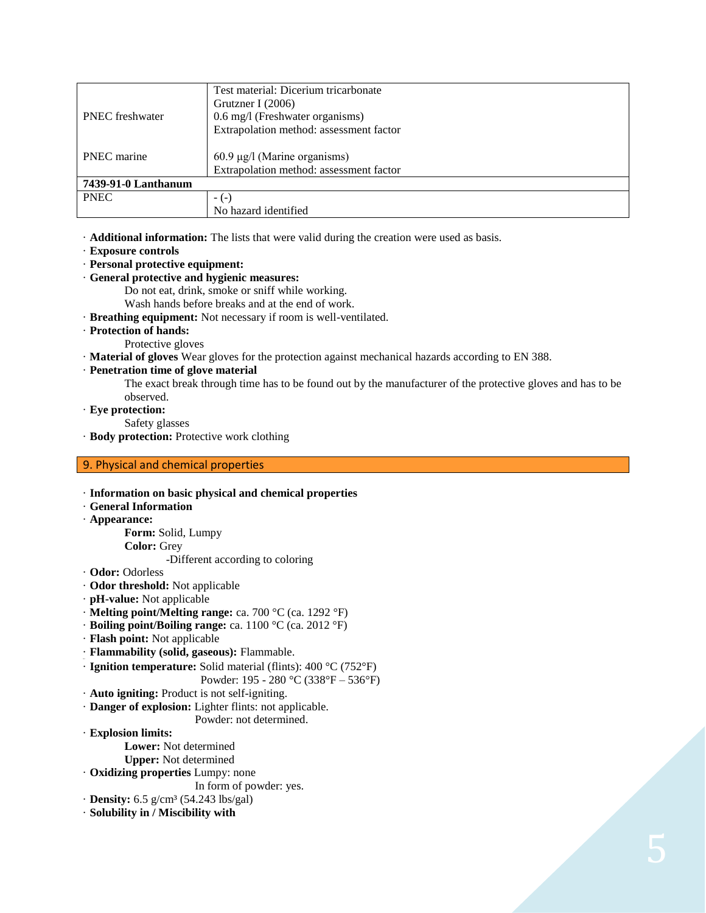| | |
|---|---|
| PNEC freshwater | Test material: Dicerium tricarbonate<br>Grutzner I (2006)<br>0.6 mg/l (Freshwater organisms)<br>Extrapolation method: assessment factor |
| PNEC marine | 60.9 µg/l (Marine organisms)<br>Extrapolation method: assessment factor |
| **7439-91-0 Lanthanum** | |
| PNEC | - (-)<br>No hazard identified |

· **Additional information:** The lists that were valid during the creation were used as basis.

· **Exposure controls**

· **Personal protective equipment:**

· **General protective and hygienic measures:**

Do not eat, drink, smoke or sniff while working.
Wash hands before breaks and at the end of work.

· **Breathing equipment:** Not necessary if room is well-ventilated.

· **Protection of hands:**

Protective gloves

· **Material of gloves** Wear gloves for the protection against mechanical hazards according to EN 388.

· **Penetration time of glove material**

The exact break through time has to be found out by the manufacturer of the protective gloves and has to be observed.

· **Eye protection:**

Safety glasses

· **Body protection:** Protective work clothing

## 9. Physical and chemical properties

· **Information on basic physical and chemical properties**

· **General Information**

· **Appearance:**

**Form:** Solid, Lumpy
**Color:** Grey
-Different according to coloring

· **Odor:** Odorless

· **Odor threshold:** Not applicable

· **pH-value:** Not applicable

· **Melting point/Melting range:** ca. 700 °C (ca. 1292 °F)

· **Boiling point/Boiling range:** ca. 1100 °C (ca. 2012 °F)

· **Flash point:** Not applicable

· **Flammability (solid, gaseous):** Flammable.

· **Ignition temperature:** Solid material (flints): 400 °C (752°F)
Powder: 195 - 280 °C (338°F – 536°F)

· **Auto igniting:** Product is not self-igniting.

· **Danger of explosion:** Lighter flints: not applicable.
Powder: not determined.

· **Explosion limits:**

**Lower:** Not determined
**Upper:** Not determined

· **Oxidizing properties** Lumpy: none
In form of powder: yes.

· **Density:** 6.5 g/cm³ (54.243 lbs/gal)

· **Solubility in / Miscibility with**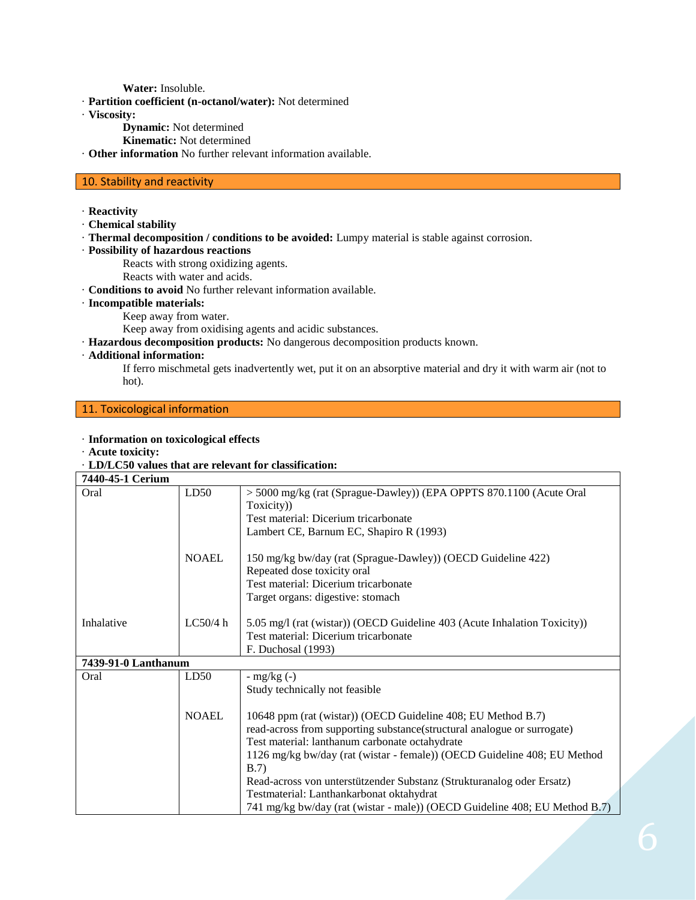**Water:** Insoluble.

· **Partition coefficient (n-octanol/water):** Not determined

· **Viscosity:**

**Dynamic:** Not determined

**Kinematic:** Not determined

· **Other information** No further relevant information available.

## 10. Stability and reactivity

· **Reactivity**

· **Chemical stability**

· **Thermal decomposition / conditions to be avoided:** Lumpy material is stable against corrosion.

· **Possibility of hazardous reactions**

Reacts with strong oxidizing agents.

Reacts with water and acids.

· **Conditions to avoid** No further relevant information available.

· **Incompatible materials:**

Keep away from water.

Keep away from oxidising agents and acidic substances.

· **Hazardous decomposition products:** No dangerous decomposition products known.

· **Additional information:**

If ferro mischmetal gets inadvertently wet, put it on an absorptive material and dry it with warm air (not to hot).

## 11. Toxicological information

· **Information on toxicological effects**

· **Acute toxicity:**

· **LD/LC50 values that are relevant for classification:**

| **7440-45-1 Cerium** | | |
|---|---|---|
| Oral | LD50 | > 5000 mg/kg (rat (Sprague-Dawley)) (EPA OPPTS 870.1100 (Acute Oral Toxicity))<br>Test material: Dicerium tricarbonate<br>Lambert CE, Barnum EC, Shapiro R (1993) |
| | NOAEL | 150 mg/kg bw/day (rat (Sprague-Dawley)) (OECD Guideline 422)<br>Repeated dose toxicity oral<br>Test material: Dicerium tricarbonate<br>Target organs: digestive: stomach |
| Inhalative | LC50/4 h | 5.05 mg/l (rat (wistar)) (OECD Guideline 403 (Acute Inhalation Toxicity))<br>Test material: Dicerium tricarbonate<br>F. Duchosal (1993) |
| **7439-91-0 Lanthanum** | | |
| Oral | LD50 | - mg/kg (-)<br>Study technically not feasible |
| | NOAEL | 10648 ppm (rat (wistar)) (OECD Guideline 408; EU Method B.7)<br>read-across from supporting substance(structural analogue or surrogate)<br>Test material: lanthanum carbonate octahydrate<br>1126 mg/kg bw/day (rat (wistar - female)) (OECD Guideline 408; EU Method B.7)<br>Read-across von unterstützender Substanz (Strukturanalog oder Ersatz)<br>Testmaterial: Lanthankarbonat oktahydrat<br>741 mg/kg bw/day (rat (wistar - male)) (OECD Guideline 408; EU Method B.7) |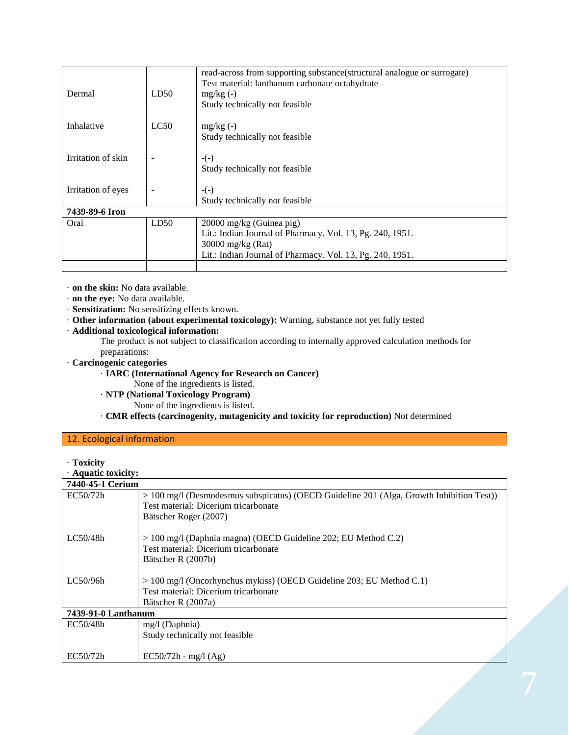| | | |
|---|---|---|
| Dermal | LD50 | read-across from supporting substance(structural analogue or surrogate)<br>Test material: lanthanum carbonate octahydrate<br>mg/kg (-)<br>Study technically not feasible |
| Inhalative | LC50 | mg/kg (-)<br>Study technically not feasible |
| Irritation of skin | - | -(-)<br>Study technically not feasible |
| Irritation of eyes | - | -(-)<br>Study technically not feasible |
| **7439-89-6 Iron** | | |
| Oral | LD50 | 20000 mg/kg (Guinea pig)<br>Lit.: Indian Journal of Pharmacy. Vol. 13, Pg. 240, 1951.<br>30000 mg/kg (Rat)<br>Lit.: Indian Journal of Pharmacy. Vol. 13, Pg. 240, 1951. |
| | | |

· **on the skin:** No data available.
· **on the eye:** No data available.
· **Sensitization:** No sensitizing effects known.
· **Other information (about experimental toxicology):** Warning, substance not yet fully tested
· **Additional toxicological information:**
The product is not subject to classification according to internally approved calculation methods for preparations:
· **Carcinogenic categories**
· **IARC (International Agency for Research on Cancer)**
None of the ingredients is listed.
· **NTP (National Toxicology Program)**
None of the ingredients is listed.
· **CMR effects (carcinogenity, mutagenicity and toxicity for reproduction)** Not determined

## 12. Ecological information

· **Toxicity**
· **Aquatic toxicity:**

| | |
|---|---|
| **7440-45-1 Cerium** | |
| EC50/72h | > 100 mg/l (Desmodesmus subspicatus) (OECD Guideline 201 (Alga, Growth Inhibition Test))<br>Test material: Dicerium tricarbonate<br>Bätscher Roger (2007) |
| LC50/48h | > 100 mg/l (Daphnia magna) (OECD Guideline 202; EU Method C.2)<br>Test material: Dicerium tricarbonate<br>Bätscher R (2007b) |
| LC50/96h | > 100 mg/l (Oncorhynchus mykiss) (OECD Guideline 203; EU Method C.1)<br>Test material: Dicerium tricarbonate<br>Bätscher R (2007a) |
| **7439-91-0 Lanthanum** | |
| EC50/48h | mg/l (Daphnia)<br>Study technically not feasible |
| EC50/72h | EC50/72h - mg/l (Ag) |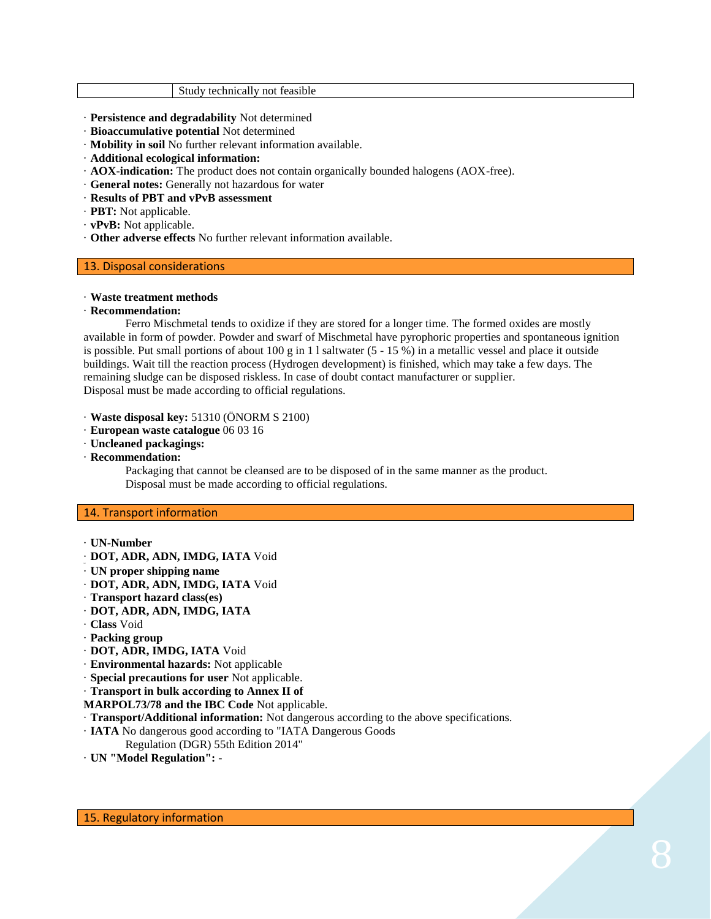| | Study technically not feasible |
|---|---|

· **Persistence and degradability** Not determined
· **Bioaccumulative potential** Not determined
· **Mobility in soil** No further relevant information available.
· **Additional ecological information:**
· **AOX-indication:** The product does not contain organically bounded halogens (AOX-free).
· **General notes:** Generally not hazardous for water
· **Results of PBT and vPvB assessment**
· **PBT:** Not applicable.
· **vPvB:** Not applicable.
· **Other adverse effects** No further relevant information available.

## 13. Disposal considerations

· **Waste treatment methods**
· **Recommendation:**

Ferro Mischmetal tends to oxidize if they are stored for a longer time. The formed oxides are mostly available in form of powder. Powder and swarf of Mischmetal have pyrophoric properties and spontaneous ignition is possible. Put small portions of about 100 g in 1 l saltwater (5 - 15 %) in a metallic vessel and place it outside buildings. Wait till the reaction process (Hydrogen development) is finished, which may take a few days. The remaining sludge can be disposed riskless. In case of doubt contact manufacturer or supplier.
Disposal must be made according to official regulations.

· **Waste disposal key:** 51310 (ÖNORM S 2100)
· **European waste catalogue** 06 03 16
· **Uncleaned packagings:**
· **Recommendation:**

Packaging that cannot be cleansed are to be disposed of in the same manner as the product.
Disposal must be made according to official regulations.

## 14. Transport information

· **UN-Number**
· **DOT, ADR, ADN, IMDG, IATA** Void
· **UN proper shipping name**
· **DOT, ADR, ADN, IMDG, IATA** Void
· **Transport hazard class(es)**
· **DOT, ADR, ADN, IMDG, IATA**
· **Class** Void
· **Packing group**
· **DOT, ADR, IMDG, IATA** Void
· **Environmental hazards:** Not applicable
· **Special precautions for user** Not applicable.
· **Transport in bulk according to Annex II of MARPOL73/78 and the IBC Code** Not applicable.
· **Transport/Additional information:** Not dangerous according to the above specifications.
· **IATA** No dangerous good according to "IATA Dangerous Goods Regulation (DGR) 55th Edition 2014"
· **UN "Model Regulation": -**

## 15. Regulatory information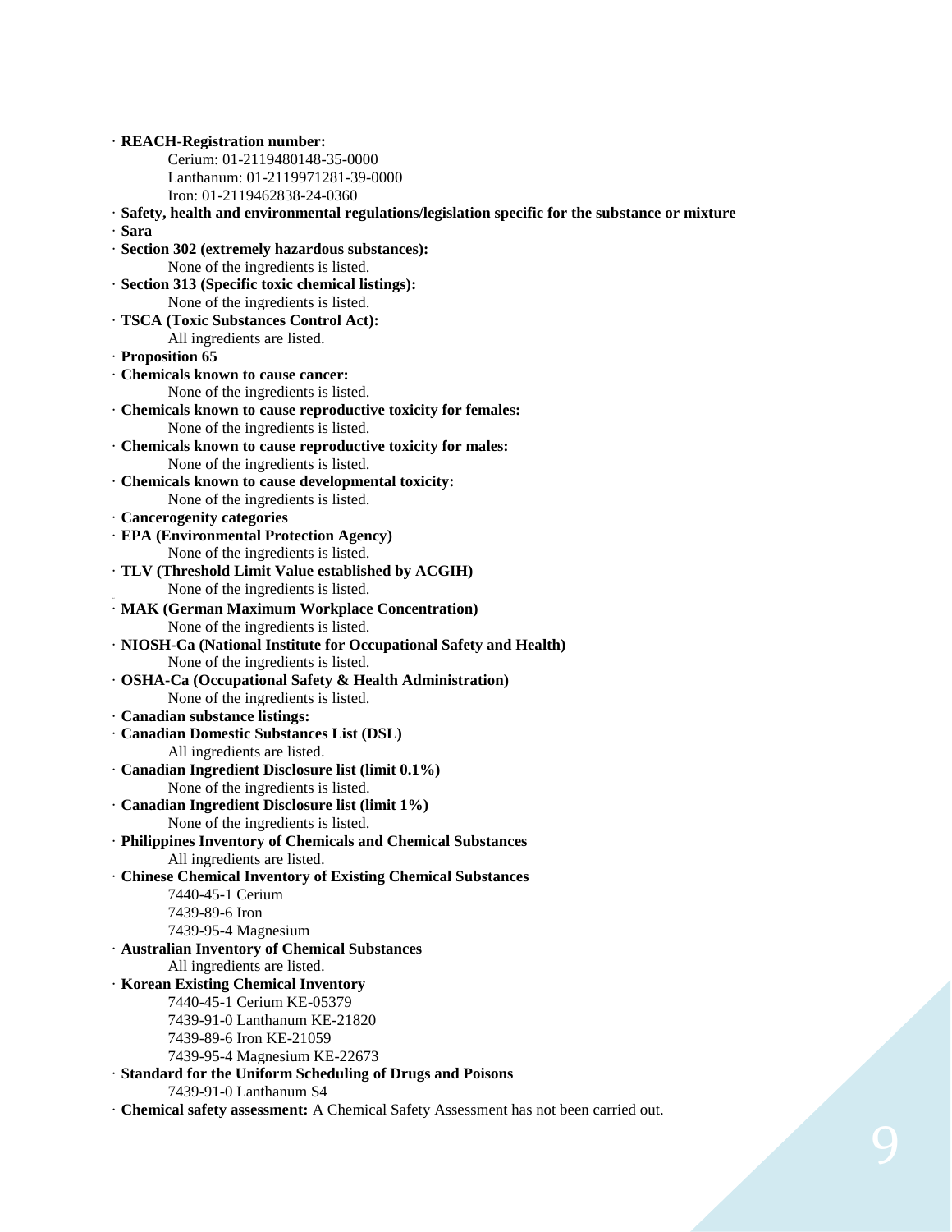· **REACH-Registration number:**

Cerium: 01-2119480148-35-0000
Lanthanum: 01-2119971281-39-0000
Iron: 01-2119462838-24-0360

· **Safety, health and environmental regulations/legislation specific for the substance or mixture**

· **Sara**

· **Section 302 (extremely hazardous substances):**

None of the ingredients is listed.

· **Section 313 (Specific toxic chemical listings):**

None of the ingredients is listed.

· **TSCA (Toxic Substances Control Act):**

All ingredients are listed.

· **Proposition 65**

· **Chemicals known to cause cancer:**

None of the ingredients is listed.

· **Chemicals known to cause reproductive toxicity for females:**

None of the ingredients is listed.

· **Chemicals known to cause reproductive toxicity for males:**

None of the ingredients is listed.

· **Chemicals known to cause developmental toxicity:**

None of the ingredients is listed.

· **Cancerogenity categories**

· **EPA (Environmental Protection Agency)**

None of the ingredients is listed.

· **TLV (Threshold Limit Value established by ACGIH)**

None of the ingredients is listed.

· **MAK (German Maximum Workplace Concentration)**

None of the ingredients is listed.

· **NIOSH-Ca (National Institute for Occupational Safety and Health)**

None of the ingredients is listed.

· **OSHA-Ca (Occupational Safety & Health Administration)**

None of the ingredients is listed.

· **Canadian substance listings:**

· **Canadian Domestic Substances List (DSL)**

All ingredients are listed.

· **Canadian Ingredient Disclosure list (limit 0.1%)**

None of the ingredients is listed.

· **Canadian Ingredient Disclosure list (limit 1%)**

None of the ingredients is listed.

· **Philippines Inventory of Chemicals and Chemical Substances**

All ingredients are listed.

· **Chinese Chemical Inventory of Existing Chemical Substances**

7440-45-1 Cerium
7439-89-6 Iron
7439-95-4 Magnesium

· **Australian Inventory of Chemical Substances**

All ingredients are listed.

· **Korean Existing Chemical Inventory**

7440-45-1 Cerium KE-05379
7439-91-0 Lanthanum KE-21820
7439-89-6 Iron KE-21059
7439-95-4 Magnesium KE-22673

· **Standard for the Uniform Scheduling of Drugs and Poisons**

7439-91-0 Lanthanum S4

· **Chemical safety assessment:** A Chemical Safety Assessment has not been carried out.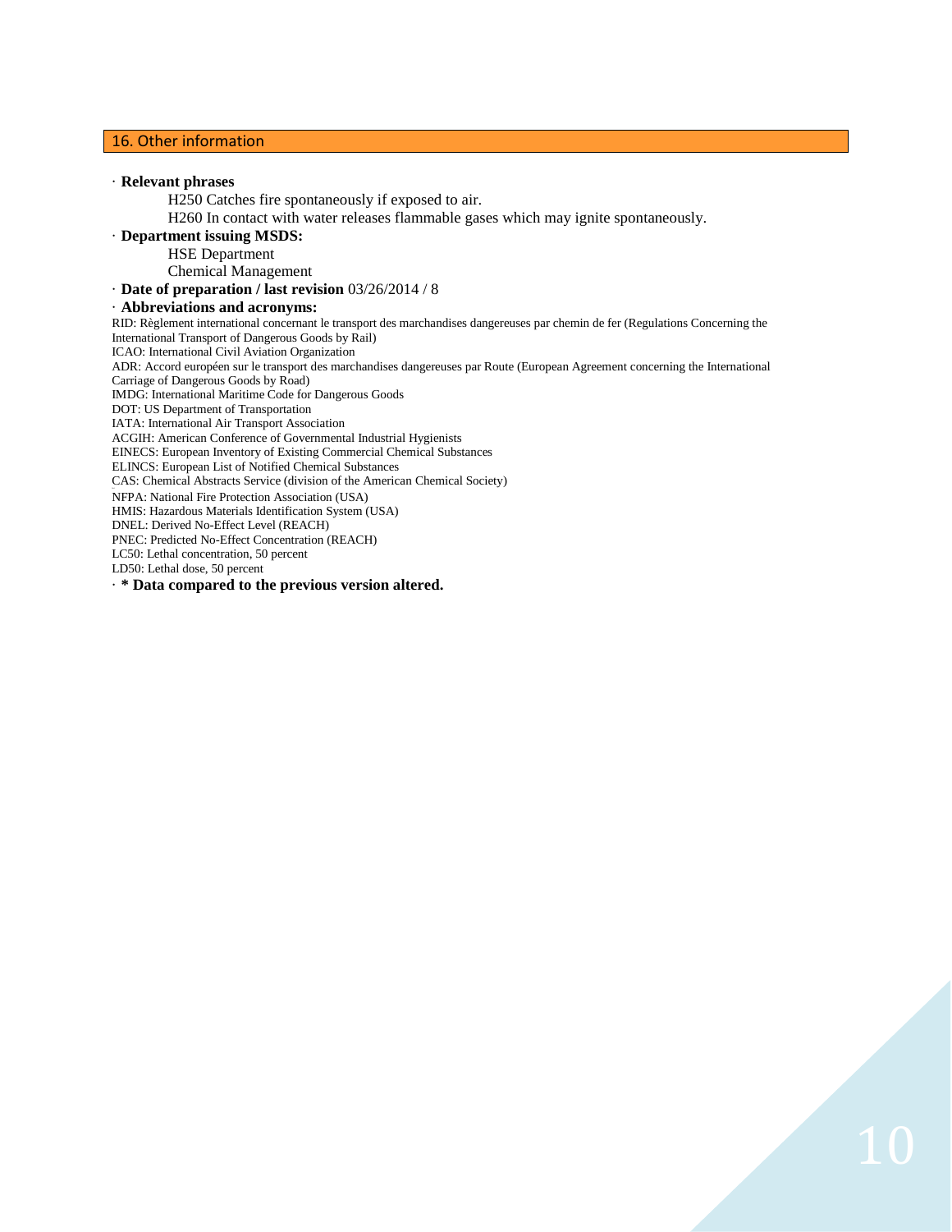## 16. Other information

· **Relevant phrases**

H250 Catches fire spontaneously if exposed to air.

H260 In contact with water releases flammable gases which may ignite spontaneously.

· **Department issuing MSDS:**

HSE Department

Chemical Management

· **Date of preparation / last revision** 03/26/2014 / 8

· **Abbreviations and acronyms:**

RID: Règlement international concernant le transport des marchandises dangereuses par chemin de fer (Regulations Concerning the International Transport of Dangerous Goods by Rail)

ICAO: International Civil Aviation Organization

ADR: Accord européen sur le transport des marchandises dangereuses par Route (European Agreement concerning the International Carriage of Dangerous Goods by Road)

IMDG: International Maritime Code for Dangerous Goods

DOT: US Department of Transportation

IATA: International Air Transport Association

ACGIH: American Conference of Governmental Industrial Hygienists

EINECS: European Inventory of Existing Commercial Chemical Substances

ELINCS: European List of Notified Chemical Substances

CAS: Chemical Abstracts Service (division of the American Chemical Society)

NFPA: National Fire Protection Association (USA)

HMIS: Hazardous Materials Identification System (USA)

DNEL: Derived No-Effect Level (REACH)

PNEC: Predicted No-Effect Concentration (REACH)

LC50: Lethal concentration, 50 percent

LD50: Lethal dose, 50 percent

· **\* Data compared to the previous version altered.**